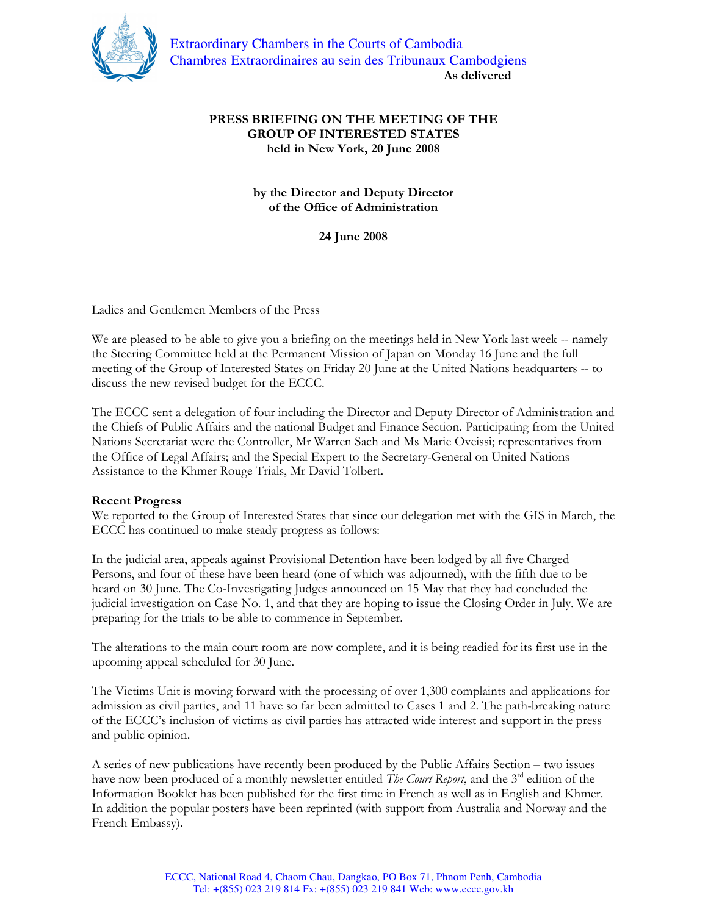Extraordinary Chambers in the Courts of Cambodia
Chambres Extraordinaires au sein des Tribunaux Cambodgiens

**As delivered**

**PRESS BRIEFING ON THE MEETING OF THE GROUP OF INTERESTED STATES held in New York, 20 June 2008**

**by the Director and Deputy Director of the Office of Administration**

**24 June 2008**

Ladies and Gentlemen Members of the Press

We are pleased to be able to give you a briefing on the meetings held in New York last week -- namely the Steering Committee held at the Permanent Mission of Japan on Monday 16 June and the full meeting of the Group of Interested States on Friday 20 June at the United Nations headquarters -- to discuss the new revised budget for the ECCC.

The ECCC sent a delegation of four including the Director and Deputy Director of Administration and the Chiefs of Public Affairs and the national Budget and Finance Section. Participating from the United Nations Secretariat were the Controller, Mr Warren Sach and Ms Marie Oveissi; representatives from the Office of Legal Affairs; and the Special Expert to the Secretary-General on United Nations Assistance to the Khmer Rouge Trials, Mr David Tolbert.

**Recent Progress**

We reported to the Group of Interested States that since our delegation met with the GIS in March, the ECCC has continued to make steady progress as follows:

In the judicial area, appeals against Provisional Detention have been lodged by all five Charged Persons, and four of these have been heard (one of which was adjourned), with the fifth due to be heard on 30 June. The Co-Investigating Judges announced on 15 May that they had concluded the judicial investigation on Case No. 1, and that they are hoping to issue the Closing Order in July. We are preparing for the trials to be able to commence in September.

The alterations to the main court room are now complete, and it is being readied for its first use in the upcoming appeal scheduled for 30 June.

The Victims Unit is moving forward with the processing of over 1,300 complaints and applications for admission as civil parties, and 11 have so far been admitted to Cases 1 and 2. The path-breaking nature of the ECCC's inclusion of victims as civil parties has attracted wide interest and support in the press and public opinion.

A series of new publications have recently been produced by the Public Affairs Section – two issues have now been produced of a monthly newsletter entitled *The Court Report*, and the 3rd edition of the Information Booklet has been published for the first time in French as well as in English and Khmer. In addition the popular posters have been reprinted (with support from Australia and Norway and the French Embassy).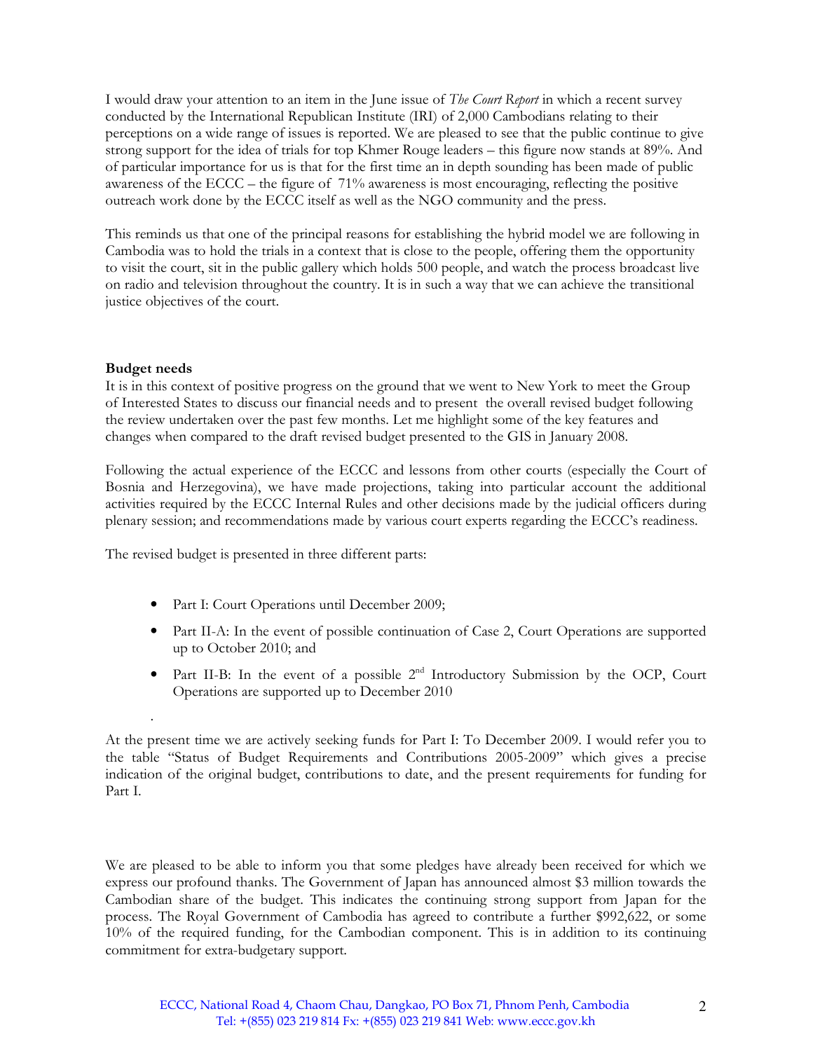I would draw your attention to an item in the June issue of *The Court Report* in which a recent survey conducted by the International Republican Institute (IRI) of 2,000 Cambodians relating to their perceptions on a wide range of issues is reported. We are pleased to see that the public continue to give strong support for the idea of trials for top Khmer Rouge leaders – this figure now stands at 89%. And of particular importance for us is that for the first time an in depth sounding has been made of public awareness of the ECCC – the figure of 71% awareness is most encouraging, reflecting the positive outreach work done by the ECCC itself as well as the NGO community and the press.

This reminds us that one of the principal reasons for establishing the hybrid model we are following in Cambodia was to hold the trials in a context that is close to the people, offering them the opportunity to visit the court, sit in the public gallery which holds 500 people, and watch the process broadcast live on radio and television throughout the country. It is in such a way that we can achieve the transitional justice objectives of the court.

**Budget needs**

It is in this context of positive progress on the ground that we went to New York to meet the Group of Interested States to discuss our financial needs and to present the overall revised budget following the review undertaken over the past few months. Let me highlight some of the key features and changes when compared to the draft revised budget presented to the GIS in January 2008.

Following the actual experience of the ECCC and lessons from other courts (especially the Court of Bosnia and Herzegovina), we have made projections, taking into particular account the additional activities required by the ECCC Internal Rules and other decisions made by the judicial officers during plenary session; and recommendations made by various court experts regarding the ECCC's readiness.

The revised budget is presented in three different parts:

- Part I: Court Operations until December 2009;
- Part II-A: In the event of possible continuation of Case 2, Court Operations are supported up to October 2010; and
- Part II-B: In the event of a possible 2nd Introductory Submission by the OCP, Court Operations are supported up to December 2010

At the present time we are actively seeking funds for Part I: To December 2009. I would refer you to the table "Status of Budget Requirements and Contributions 2005-2009" which gives a precise indication of the original budget, contributions to date, and the present requirements for funding for Part I.

We are pleased to be able to inform you that some pledges have already been received for which we express our profound thanks. The Government of Japan has announced almost $3 million towards the Cambodian share of the budget. This indicates the continuing strong support from Japan for the process. The Royal Government of Cambodia has agreed to contribute a further $992,622, or some 10% of the required funding, for the Cambodian component. This is in addition to its continuing commitment for extra-budgetary support.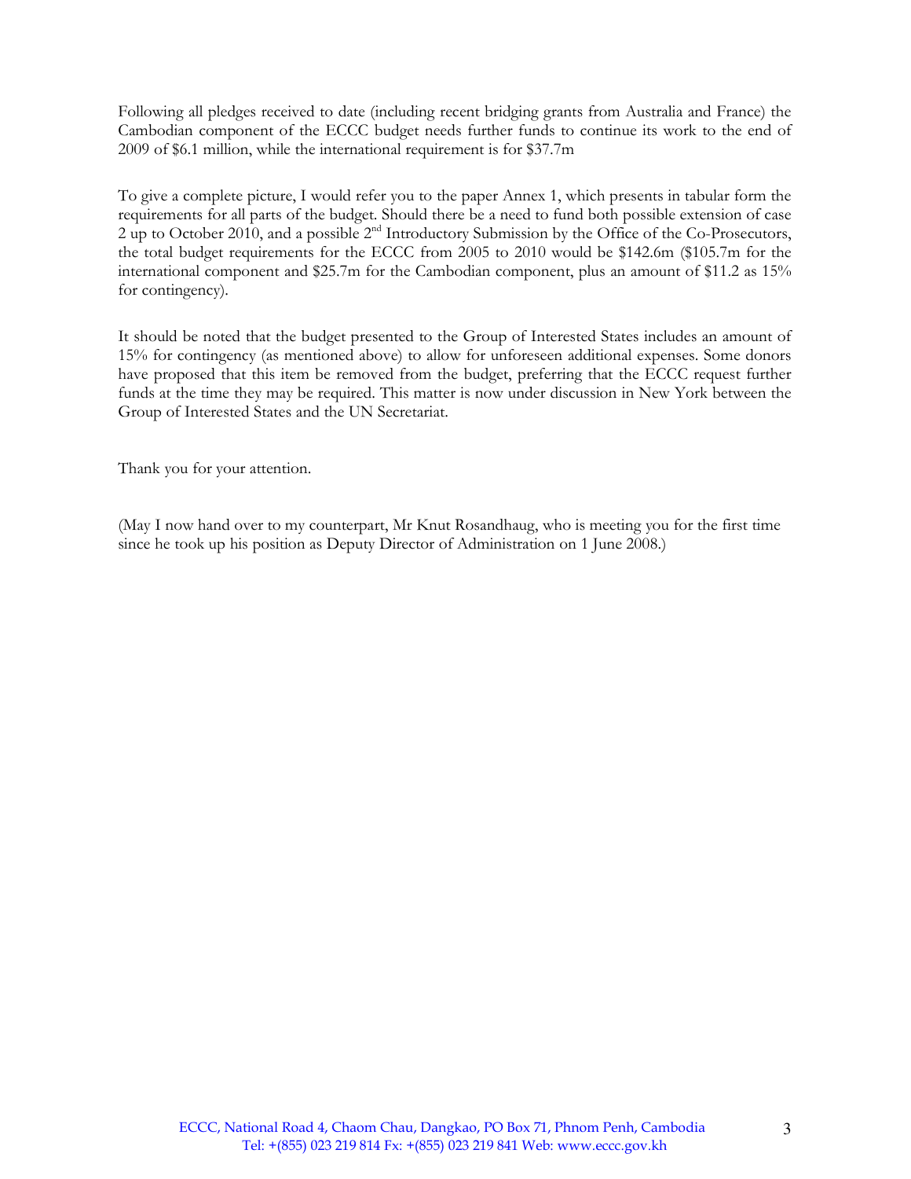Following all pledges received to date (including recent bridging grants from Australia and France) the Cambodian component of the ECCC budget needs further funds to continue its work to the end of 2009 of $6.1 million, while the international requirement is for $37.7m

To give a complete picture, I would refer you to the paper Annex 1, which presents in tabular form the requirements for all parts of the budget. Should there be a need to fund both possible extension of case 2 up to October 2010, and a possible 2nd Introductory Submission by the Office of the Co-Prosecutors, the total budget requirements for the ECCC from 2005 to 2010 would be $142.6m ($105.7m for the international component and $25.7m for the Cambodian component, plus an amount of $11.2 as 15% for contingency).

It should be noted that the budget presented to the Group of Interested States includes an amount of 15% for contingency (as mentioned above) to allow for unforeseen additional expenses. Some donors have proposed that this item be removed from the budget, preferring that the ECCC request further funds at the time they may be required. This matter is now under discussion in New York between the Group of Interested States and the UN Secretariat.

Thank you for your attention.

(May I now hand over to my counterpart, Mr Knut Rosandhaug, who is meeting you for the first time since he took up his position as Deputy Director of Administration on 1 June 2008.)